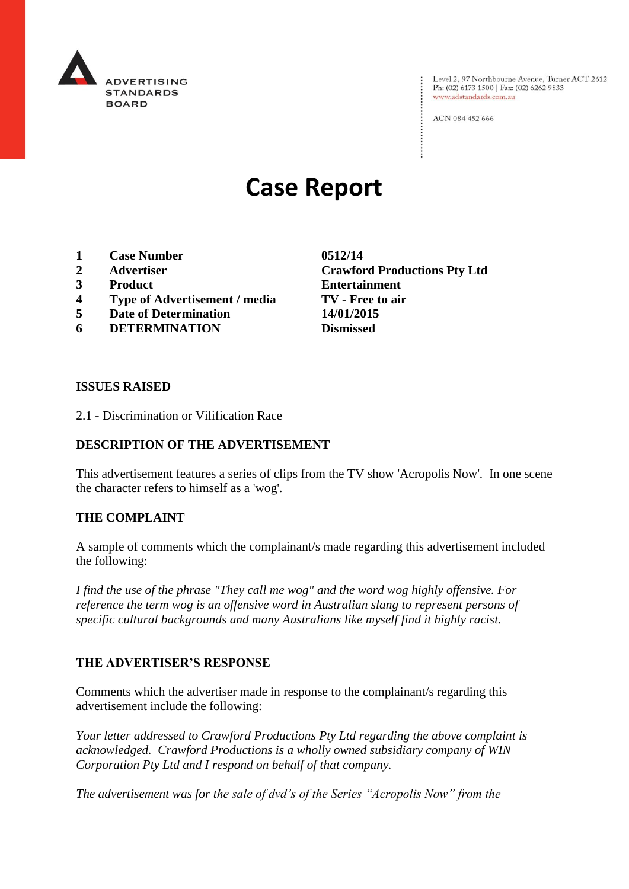ADVERTISING STANDARDS BOARD

Level 2, 97 Northbourne Avenue, Turner ACT 2612
Ph: (02) 6173 1500 | Fax: (02) 6262 9833
www.adstandards.com.au

ACN 084 452 666

# Case Report

| | | |
|---|---|---|
| **1** | **Case Number** | **0512/14** |
| **2** | **Advertiser** | **Crawford Productions Pty Ltd** |
| **3** | **Product** | **Entertainment** |
| **4** | **Type of Advertisement / media** | **TV - Free to air** |
| **5** | **Date of Determination** | **14/01/2015** |
| **6** | **DETERMINATION** | **Dismissed** |

## ISSUES RAISED

2.1 - Discrimination or Vilification Race

## DESCRIPTION OF THE ADVERTISEMENT

This advertisement features a series of clips from the TV show 'Acropolis Now'. In one scene the character refers to himself as a 'wog'.

## THE COMPLAINT

A sample of comments which the complainant/s made regarding this advertisement included the following:

*I find the use of the phrase "They call me wog" and the word wog highly offensive. For reference the term wog is an offensive word in Australian slang to represent persons of specific cultural backgrounds and many Australians like myself find it highly racist.*

## THE ADVERTISER'S RESPONSE

Comments which the advertiser made in response to the complainant/s regarding this advertisement include the following:

*Your letter addressed to Crawford Productions Pty Ltd regarding the above complaint is acknowledged. Crawford Productions is a wholly owned subsidiary company of WIN Corporation Pty Ltd and I respond on behalf of that company.*

*The advertisement was for the sale of dvd's of the Series "Acropolis Now" from the*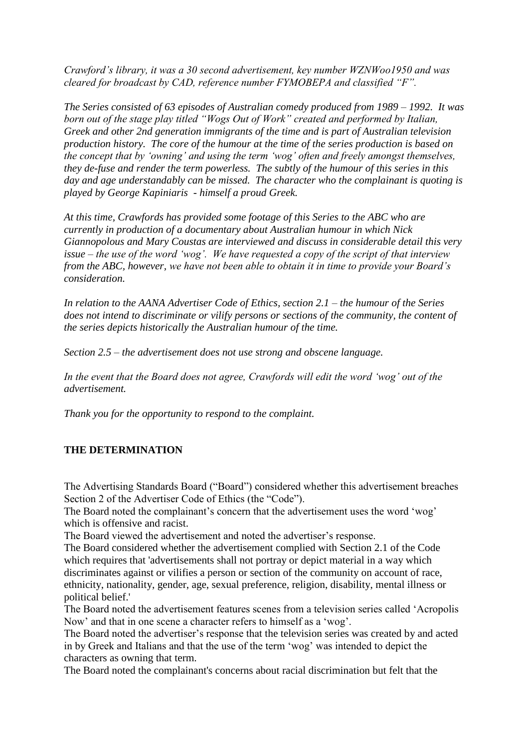*Crawford's library, it was a 30 second advertisement, key number WZNWoo1950 and was cleared for broadcast by CAD, reference number FYMOBEPA and classified "F".*

*The Series consisted of 63 episodes of Australian comedy produced from 1989 – 1992. It was born out of the stage play titled "Wogs Out of Work" created and performed by Italian, Greek and other 2nd generation immigrants of the time and is part of Australian television production history. The core of the humour at the time of the series production is based on the concept that by 'owning' and using the term 'wog' often and freely amongst themselves, they de-fuse and render the term powerless. The subtly of the humour of this series in this day and age understandably can be missed. The character who the complainant is quoting is played by George Kapiniaris - himself a proud Greek.*

*At this time, Crawfords has provided some footage of this Series to the ABC who are currently in production of a documentary about Australian humour in which Nick Giannopolous and Mary Coustas are interviewed and discuss in considerable detail this very issue – the use of the word 'wog'. We have requested a copy of the script of that interview from the ABC, however, we have not been able to obtain it in time to provide your Board's consideration.*

*In relation to the AANA Advertiser Code of Ethics, section 2.1 – the humour of the Series does not intend to discriminate or vilify persons or sections of the community, the content of the series depicts historically the Australian humour of the time.*

*Section 2.5 – the advertisement does not use strong and obscene language.*

*In the event that the Board does not agree, Crawfords will edit the word 'wog' out of the advertisement.*

*Thank you for the opportunity to respond to the complaint.*

**THE DETERMINATION**

The Advertising Standards Board ("Board") considered whether this advertisement breaches Section 2 of the Advertiser Code of Ethics (the "Code").

The Board noted the complainant's concern that the advertisement uses the word 'wog' which is offensive and racist.

The Board viewed the advertisement and noted the advertiser's response.

The Board considered whether the advertisement complied with Section 2.1 of the Code which requires that 'advertisements shall not portray or depict material in a way which discriminates against or vilifies a person or section of the community on account of race, ethnicity, nationality, gender, age, sexual preference, religion, disability, mental illness or political belief.'

The Board noted the advertisement features scenes from a television series called 'Acropolis Now' and that in one scene a character refers to himself as a 'wog'.

The Board noted the advertiser's response that the television series was created by and acted in by Greek and Italians and that the use of the term 'wog' was intended to depict the characters as owning that term.

The Board noted the complainant's concerns about racial discrimination but felt that the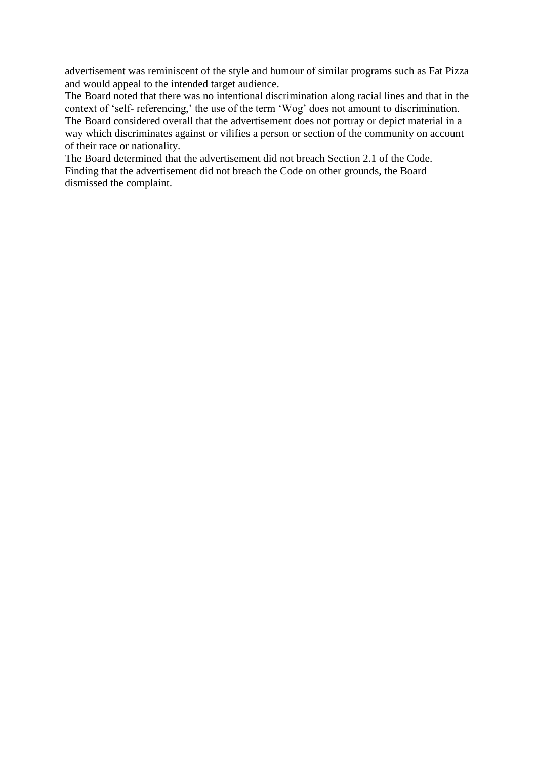advertisement was reminiscent of the style and humour of similar programs such as Fat Pizza and would appeal to the intended target audience.

The Board noted that there was no intentional discrimination along racial lines and that in the context of 'self- referencing,' the use of the term 'Wog' does not amount to discrimination.

The Board considered overall that the advertisement does not portray or depict material in a way which discriminates against or vilifies a person or section of the community on account of their race or nationality.

The Board determined that the advertisement did not breach Section 2.1 of the Code.

Finding that the advertisement did not breach the Code on other grounds, the Board dismissed the complaint.